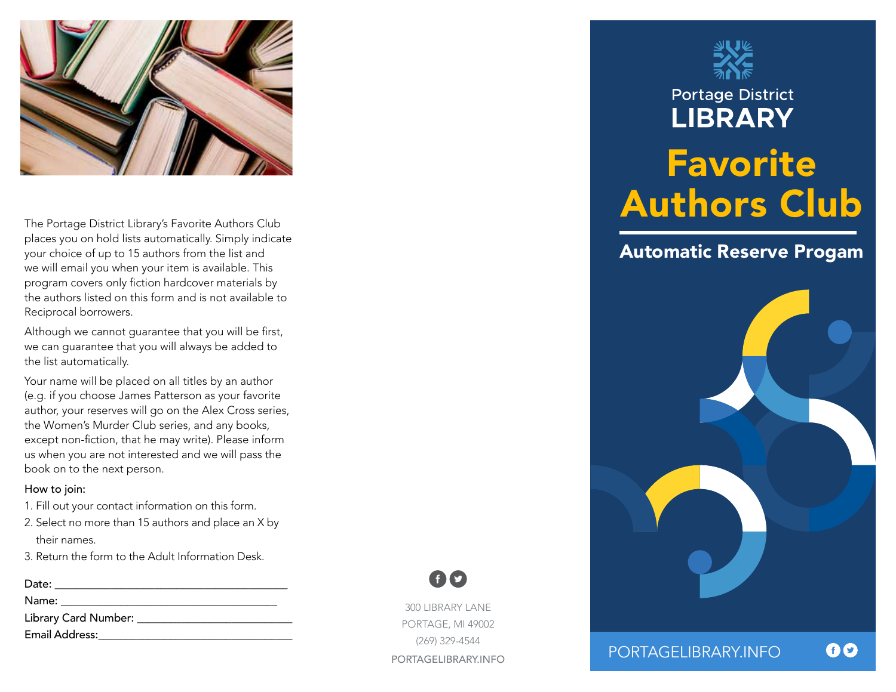The Portage District Library's Favorite Authors Club places you on hold lists automatically. Simply indicate your choice of up to 15 authors from the list and we will email you when your item is available. This program covers only fiction hardcover materials by the authors listed on this form and is not available to Reciprocal borrowers.

Although we cannot guarantee that you will be first, we can guarantee that you will always be added to the list automatically.

Your name will be placed on all titles by an author (e.g. if you choose James Patterson as your favorite author, your reserves will go on the Alex Cross series, the Women's Murder Club series, and any books, except non-fiction, that he may write). Please inform us when you are not interested and we will pass the book on to the next person.

How to join:

1. Fill out your contact information on this form.
2. Select no more than 15 authors and place an X by their names.
3. Return the form to the Adult Information Desk.

Date: ______________________________________

Name: _____________________________________

Library Card Number: _________________________

Email Address: ________________________________

300 LIBRARY LANE
PORTAGE, MI 49002
(269) 329-4544
PORTAGELIBRARY.INFO

Portage District
# LIBRARY

# Favorite Authors Club

## Automatic Reserve Progam

PORTAGELIBRARY.INFO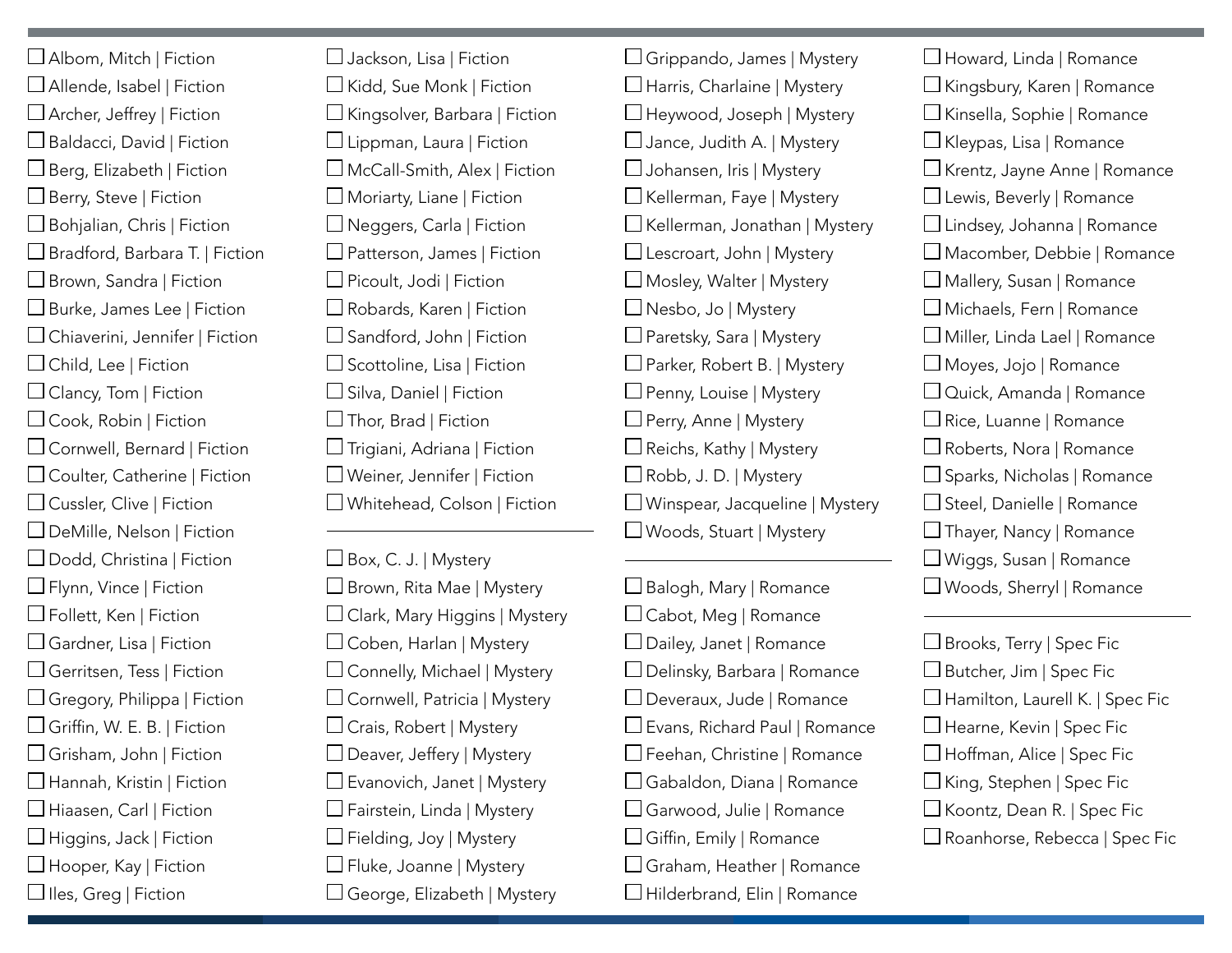- ☐ Albom, Mitch | Fiction
- ☐ Allende, Isabel | Fiction
- ☐ Archer, Jeffrey | Fiction
- ☐ Baldacci, David | Fiction
- ☐ Berg, Elizabeth | Fiction
- ☐ Berry, Steve | Fiction
- ☐ Bohjalian, Chris | Fiction
- ☐ Bradford, Barbara T. | Fiction
- ☐ Brown, Sandra | Fiction
- ☐ Burke, James Lee | Fiction
- ☐ Chiaverini, Jennifer | Fiction
- ☐ Child, Lee | Fiction
- ☐ Clancy, Tom | Fiction
- ☐ Cook, Robin | Fiction
- ☐ Cornwell, Bernard | Fiction
- ☐ Coulter, Catherine | Fiction
- ☐ Cussler, Clive | Fiction
- ☐ DeMille, Nelson | Fiction
- ☐ Dodd, Christina | Fiction
- ☐ Flynn, Vince | Fiction
- ☐ Follett, Ken | Fiction
- ☐ Gardner, Lisa | Fiction
- ☐ Gerritsen, Tess | Fiction
- ☐ Gregory, Philippa | Fiction
- ☐ Griffin, W. E. B. | Fiction
- ☐ Grisham, John | Fiction
- ☐ Hannah, Kristin | Fiction
- ☐ Hiaasen, Carl | Fiction
- ☐ Higgins, Jack | Fiction
- ☐ Hooper, Kay | Fiction
- ☐ Iles, Greg | Fiction
- ☐ Jackson, Lisa | Fiction
- ☐ Kidd, Sue Monk | Fiction
- ☐ Kingsolver, Barbara | Fiction
- ☐ Lippman, Laura | Fiction
- ☐ McCall-Smith, Alex | Fiction
- ☐ Moriarty, Liane | Fiction
- ☐ Neggers, Carla | Fiction
- ☐ Patterson, James | Fiction
- ☐ Picoult, Jodi | Fiction
- ☐ Robards, Karen | Fiction
- ☐ Sandford, John | Fiction
- ☐ Scottoline, Lisa | Fiction
- ☐ Silva, Daniel | Fiction
- ☐ Thor, Brad | Fiction
- ☐ Trigiani, Adriana | Fiction
- ☐ Weiner, Jennifer | Fiction
- ☐ Whitehead, Colson | Fiction

---

- ☐ Box, C. J. | Mystery
- ☐ Brown, Rita Mae | Mystery
- ☐ Clark, Mary Higgins | Mystery
- ☐ Coben, Harlan | Mystery
- ☐ Connelly, Michael | Mystery
- ☐ Cornwell, Patricia | Mystery
- ☐ Crais, Robert | Mystery
- ☐ Deaver, Jeffery | Mystery
- ☐ Evanovich, Janet | Mystery
- ☐ Fairstein, Linda | Mystery
- ☐ Fielding, Joy | Mystery
- ☐ Fluke, Joanne | Mystery
- ☐ George, Elizabeth | Mystery
- ☐ Grippando, James | Mystery
- ☐ Harris, Charlaine | Mystery
- ☐ Heywood, Joseph | Mystery
- ☐ Jance, Judith A. | Mystery
- ☐ Johansen, Iris | Mystery
- ☐ Kellerman, Faye | Mystery
- ☐ Kellerman, Jonathan | Mystery
- ☐ Lescroart, John | Mystery
- ☐ Mosley, Walter | Mystery
- ☐ Nesbo, Jo | Mystery
- ☐ Paretsky, Sara | Mystery
- ☐ Parker, Robert B. | Mystery
- ☐ Penny, Louise | Mystery
- ☐ Perry, Anne | Mystery
- ☐ Reichs, Kathy | Mystery
- ☐ Robb, J. D. | Mystery
- ☐ Winspear, Jacqueline | Mystery
- ☐ Woods, Stuart | Mystery

---

- ☐ Balogh, Mary | Romance
- ☐ Cabot, Meg | Romance
- ☐ Dailey, Janet | Romance
- ☐ Delinsky, Barbara | Romance
- ☐ Deveraux, Jude | Romance
- ☐ Evans, Richard Paul | Romance
- ☐ Feehan, Christine | Romance
- ☐ Gabaldon, Diana | Romance
- ☐ Garwood, Julie | Romance
- ☐ Giffin, Emily | Romance
- ☐ Graham, Heather | Romance
- ☐ Hilderbrand, Elin | Romance
- ☐ Howard, Linda | Romance
- ☐ Kingsbury, Karen | Romance
- ☐ Kinsella, Sophie | Romance
- ☐ Kleypas, Lisa | Romance
- ☐ Krentz, Jayne Anne | Romance
- ☐ Lewis, Beverly | Romance
- ☐ Lindsey, Johanna | Romance
- ☐ Macomber, Debbie | Romance
- ☐ Mallery, Susan | Romance
- ☐ Michaels, Fern | Romance
- ☐ Miller, Linda Lael | Romance
- ☐ Moyes, Jojo | Romance
- ☐ Quick, Amanda | Romance
- ☐ Rice, Luanne | Romance
- ☐ Roberts, Nora | Romance
- ☐ Sparks, Nicholas | Romance
- ☐ Steel, Danielle | Romance
- ☐ Thayer, Nancy | Romance
- ☐ Wiggs, Susan | Romance
- ☐ Woods, Sherryl | Romance

---

- ☐ Brooks, Terry | Spec Fic
- ☐ Butcher, Jim | Spec Fic
- ☐ Hamilton, Laurell K. | Spec Fic
- ☐ Hearne, Kevin | Spec Fic
- ☐ Hoffman, Alice | Spec Fic
- ☐ King, Stephen | Spec Fic
- ☐ Koontz, Dean R. | Spec Fic
- ☐ Roanhorse, Rebecca | Spec Fic